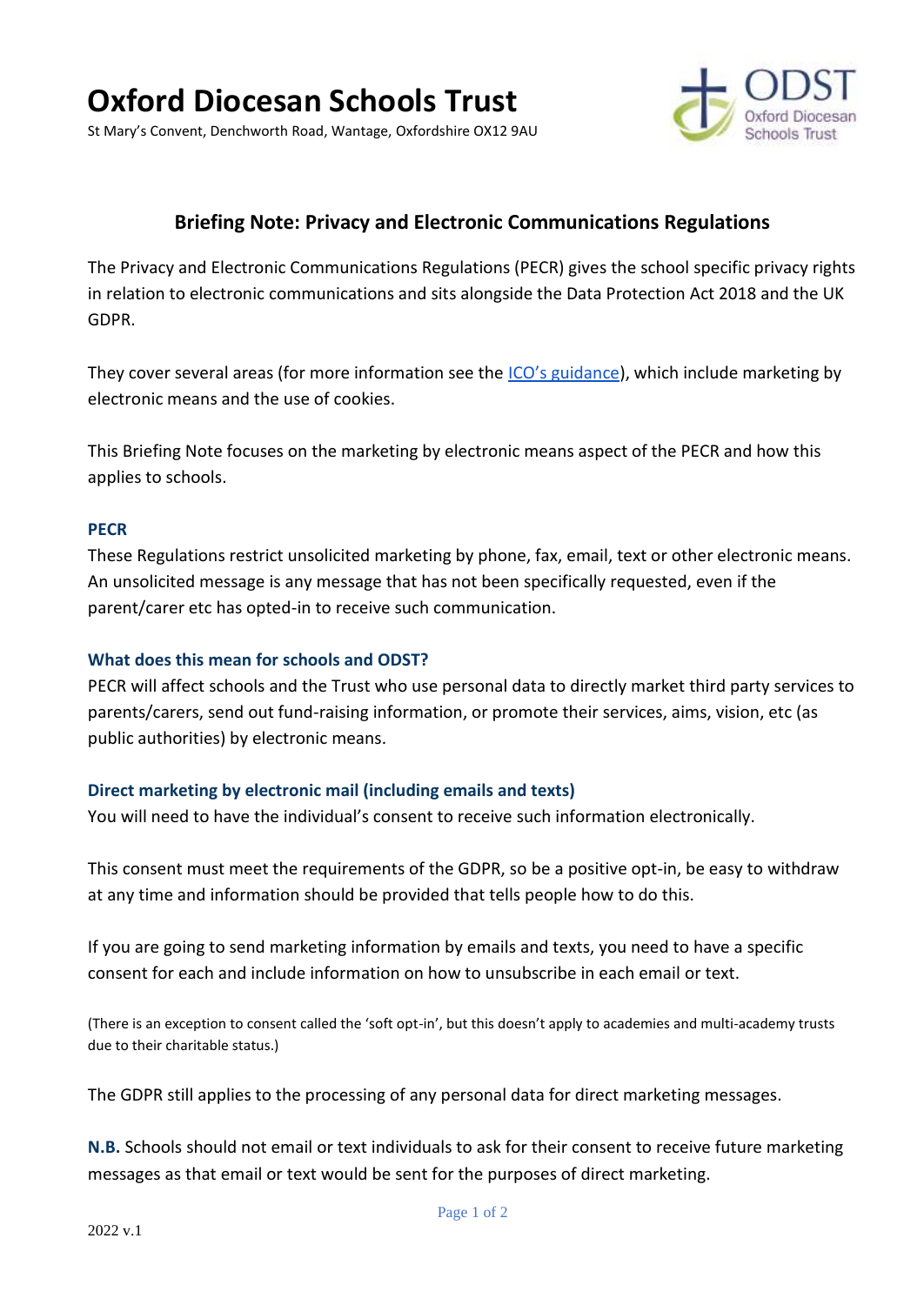# Oxford Diocesan Schools Trust

St Mary's Convent, Denchworth Road, Wantage, Oxfordshire OX12 9AU

## Briefing Note: Privacy and Electronic Communications Regulations

The Privacy and Electronic Communications Regulations (PECR) gives the school specific privacy rights in relation to electronic communications and sits alongside the Data Protection Act 2018 and the UK GDPR.

They cover several areas (for more information see the ICO's guidance), which include marketing by electronic means and the use of cookies.

This Briefing Note focuses on the marketing by electronic means aspect of the PECR and how this applies to schools.

### PECR

These Regulations restrict unsolicited marketing by phone, fax, email, text or other electronic means. An unsolicited message is any message that has not been specifically requested, even if the parent/carer etc has opted-in to receive such communication.

### What does this mean for schools and ODST?

PECR will affect schools and the Trust who use personal data to directly market third party services to parents/carers, send out fund-raising information, or promote their services, aims, vision, etc (as public authorities) by electronic means.

### Direct marketing by electronic mail (including emails and texts)

You will need to have the individual's consent to receive such information electronically.

This consent must meet the requirements of the GDPR, so be a positive opt-in, be easy to withdraw at any time and information should be provided that tells people how to do this.

If you are going to send marketing information by emails and texts, you need to have a specific consent for each and include information on how to unsubscribe in each email or text.

(There is an exception to consent called the 'soft opt-in', but this doesn't apply to academies and multi-academy trusts due to their charitable status.)

The GDPR still applies to the processing of any personal data for direct marketing messages.

**N.B.** Schools should not email or text individuals to ask for their consent to receive future marketing messages as that email or text would be sent for the purposes of direct marketing.

2022 v.1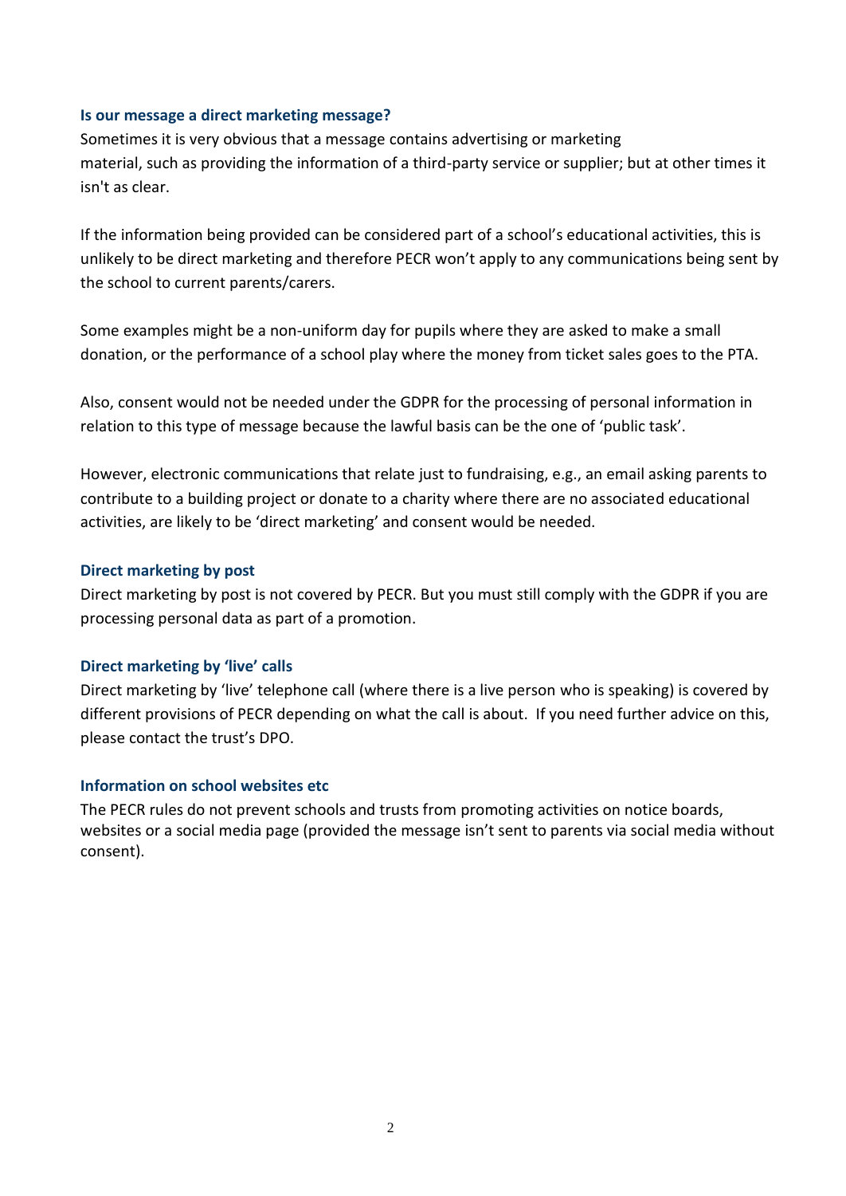### Is our message a direct marketing message?

Sometimes it is very obvious that a message contains advertising or marketing material, such as providing the information of a third-party service or supplier; but at other times it isn't as clear.

If the information being provided can be considered part of a school's educational activities, this is unlikely to be direct marketing and therefore PECR won't apply to any communications being sent by the school to current parents/carers.

Some examples might be a non-uniform day for pupils where they are asked to make a small donation, or the performance of a school play where the money from ticket sales goes to the PTA.

Also, consent would not be needed under the GDPR for the processing of personal information in relation to this type of message because the lawful basis can be the one of 'public task'.

However, electronic communications that relate just to fundraising, e.g., an email asking parents to contribute to a building project or donate to a charity where there are no associated educational activities, are likely to be 'direct marketing' and consent would be needed.

### Direct marketing by post

Direct marketing by post is not covered by PECR. But you must still comply with the GDPR if you are processing personal data as part of a promotion.

### Direct marketing by 'live' calls

Direct marketing by 'live' telephone call (where there is a live person who is speaking) is covered by different provisions of PECR depending on what the call is about. If you need further advice on this, please contact the trust's DPO.

### Information on school websites etc

The PECR rules do not prevent schools and trusts from promoting activities on notice boards, websites or a social media page (provided the message isn't sent to parents via social media without consent).